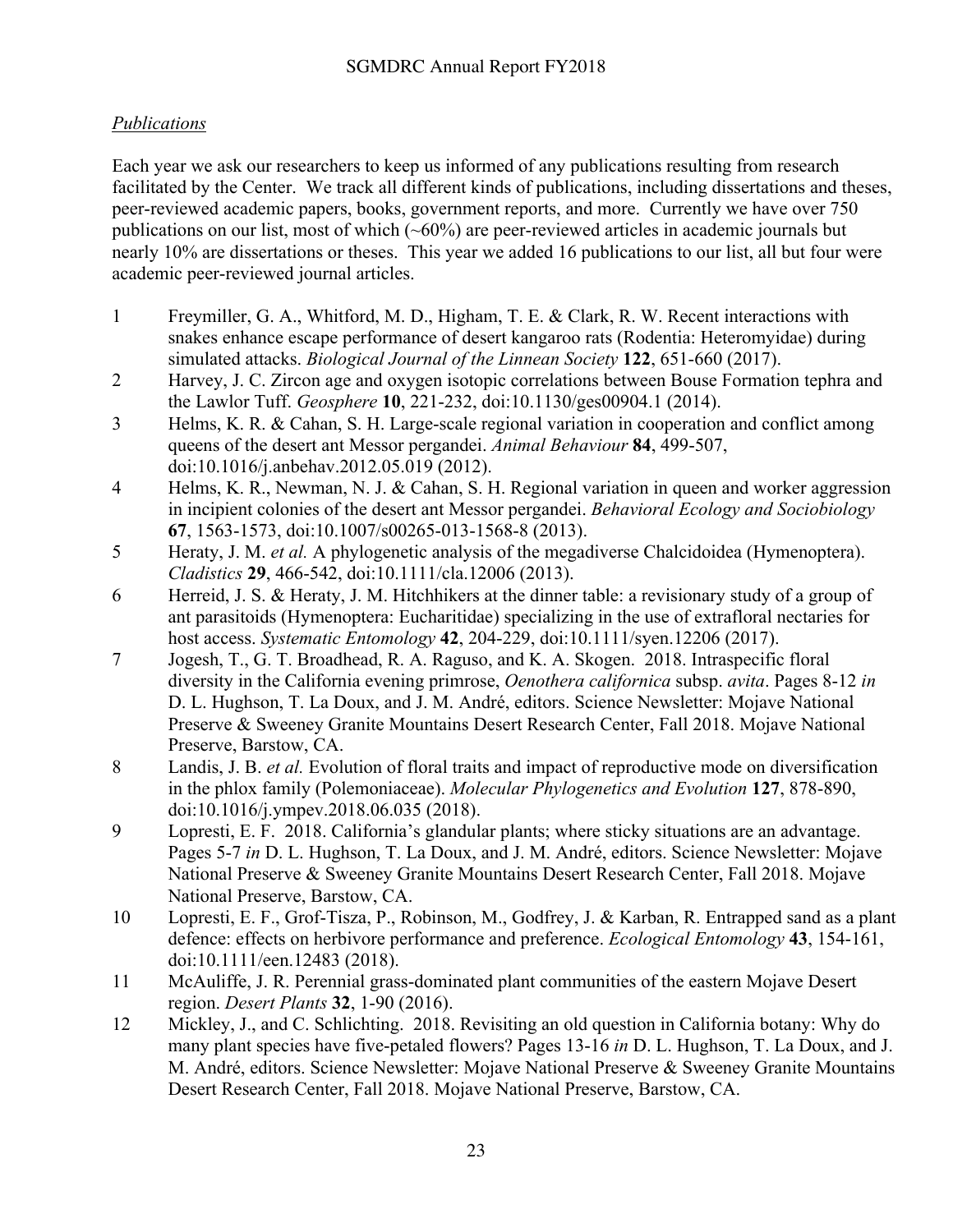*Publications*

Each year we ask our researchers to keep us informed of any publications resulting from research facilitated by the Center. We track all different kinds of publications, including dissertations and theses, peer-reviewed academic papers, books, government reports, and more. Currently we have over 750 publications on our list, most of which (~60%) are peer-reviewed articles in academic journals but nearly 10% are dissertations or theses. This year we added 16 publications to our list, all but four were academic peer-reviewed journal articles.

1. Freymiller, G. A., Whitford, M. D., Higham, T. E. & Clark, R. W. Recent interactions with snakes enhance escape performance of desert kangaroo rats (Rodentia: Heteromyidae) during simulated attacks. *Biological Journal of the Linnean Society* **122**, 651-660 (2017).
2. Harvey, J. C. Zircon age and oxygen isotopic correlations between Bouse Formation tephra and the Lawlor Tuff. *Geosphere* **10**, 221-232, doi:10.1130/ges00904.1 (2014).
3. Helms, K. R. & Cahan, S. H. Large-scale regional variation in cooperation and conflict among queens of the desert ant Messor pergandei. *Animal Behaviour* **84**, 499-507, doi:10.1016/j.anbehav.2012.05.019 (2012).
4. Helms, K. R., Newman, N. J. & Cahan, S. H. Regional variation in queen and worker aggression in incipient colonies of the desert ant Messor pergandei. *Behavioral Ecology and Sociobiology* **67**, 1563-1573, doi:10.1007/s00265-013-1568-8 (2013).
5. Heraty, J. M. *et al.* A phylogenetic analysis of the megadiverse Chalcidoidea (Hymenoptera). *Cladistics* **29**, 466-542, doi:10.1111/cla.12006 (2013).
6. Herreid, J. S. & Heraty, J. M. Hitchhikers at the dinner table: a revisionary study of a group of ant parasitoids (Hymenoptera: Eucharitidae) specializing in the use of extrafloral nectaries for host access. *Systematic Entomology* **42**, 204-229, doi:10.1111/syen.12206 (2017).
7. Jogesh, T., G. T. Broadhead, R. A. Raguso, and K. A. Skogen. 2018. Intraspecific floral diversity in the California evening primrose, *Oenothera californica* subsp. *avita*. Pages 8-12 *in* D. L. Hughson, T. La Doux, and J. M. André, editors. Science Newsletter: Mojave National Preserve & Sweeney Granite Mountains Desert Research Center, Fall 2018. Mojave National Preserve, Barstow, CA.
8. Landis, J. B. *et al.* Evolution of floral traits and impact of reproductive mode on diversification in the phlox family (Polemoniaceae). *Molecular Phylogenetics and Evolution* **127**, 878-890, doi:10.1016/j.ympev.2018.06.035 (2018).
9. Lopresti, E. F. 2018. California's glandular plants; where sticky situations are an advantage. Pages 5-7 *in* D. L. Hughson, T. La Doux, and J. M. André, editors. Science Newsletter: Mojave National Preserve & Sweeney Granite Mountains Desert Research Center, Fall 2018. Mojave National Preserve, Barstow, CA.
10. Lopresti, E. F., Grof-Tisza, P., Robinson, M., Godfrey, J. & Karban, R. Entrapped sand as a plant defence: effects on herbivore performance and preference. *Ecological Entomology* **43**, 154-161, doi:10.1111/een.12483 (2018).
11. McAuliffe, J. R. Perennial grass-dominated plant communities of the eastern Mojave Desert region. *Desert Plants* **32**, 1-90 (2016).
12. Mickley, J., and C. Schlichting. 2018. Revisiting an old question in California botany: Why do many plant species have five-petaled flowers? Pages 13-16 *in* D. L. Hughson, T. La Doux, and J. M. André, editors. Science Newsletter: Mojave National Preserve & Sweeney Granite Mountains Desert Research Center, Fall 2018. Mojave National Preserve, Barstow, CA.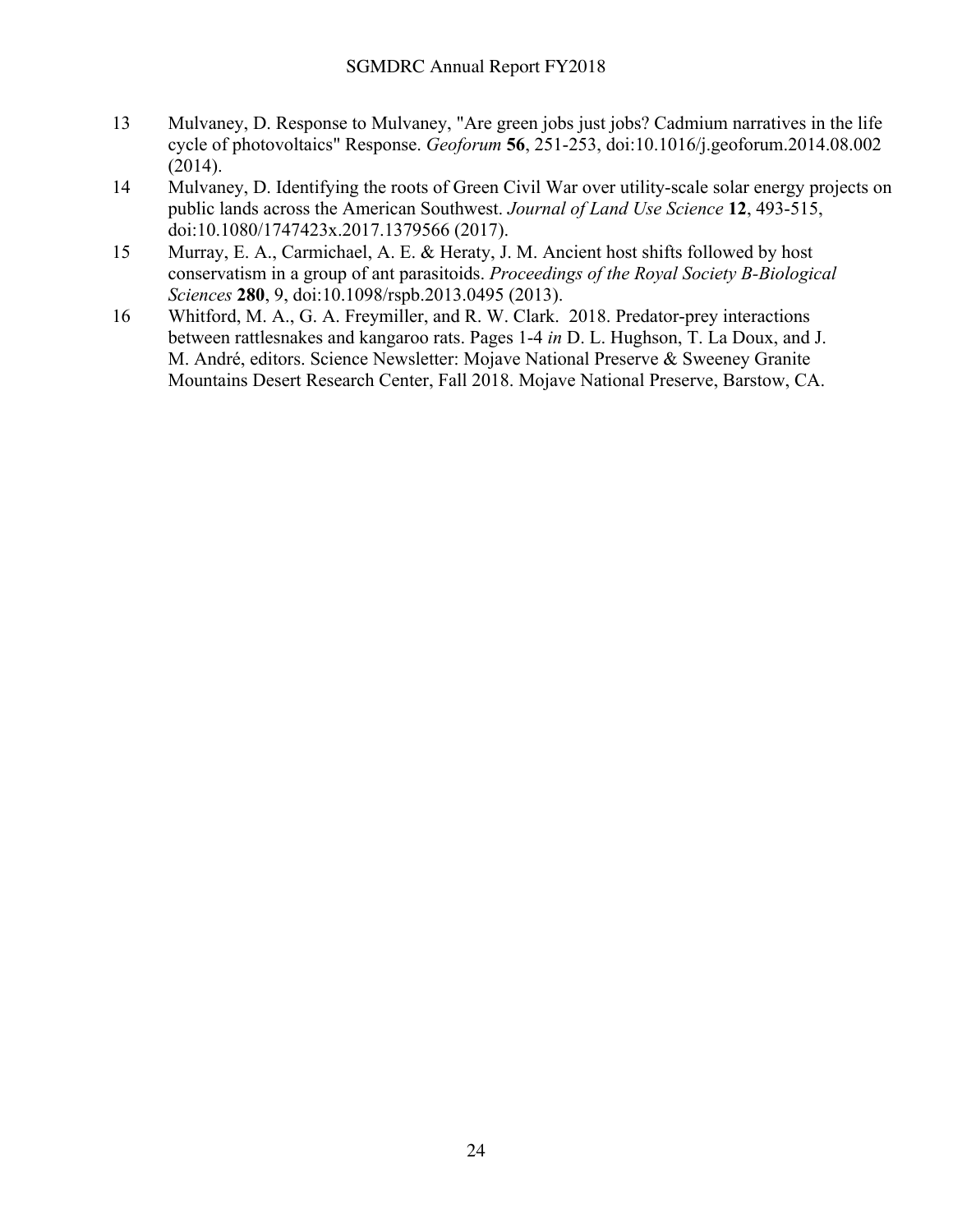13 Mulvaney, D. Response to Mulvaney, "Are green jobs just jobs? Cadmium narratives in the life cycle of photovoltaics" Response. *Geoforum* **56**, 251-253, doi:10.1016/j.geoforum.2014.08.002 (2014).

14 Mulvaney, D. Identifying the roots of Green Civil War over utility-scale solar energy projects on public lands across the American Southwest. *Journal of Land Use Science* **12**, 493-515, doi:10.1080/1747423x.2017.1379566 (2017).

15 Murray, E. A., Carmichael, A. E. & Heraty, J. M. Ancient host shifts followed by host conservatism in a group of ant parasitoids. *Proceedings of the Royal Society B-Biological Sciences* **280**, 9, doi:10.1098/rspb.2013.0495 (2013).

16 Whitford, M. A., G. A. Freymiller, and R. W. Clark. 2018. Predator-prey interactions between rattlesnakes and kangaroo rats. Pages 1-4 *in* D. L. Hughson, T. La Doux, and J. M. André, editors. Science Newsletter: Mojave National Preserve & Sweeney Granite Mountains Desert Research Center, Fall 2018. Mojave National Preserve, Barstow, CA.